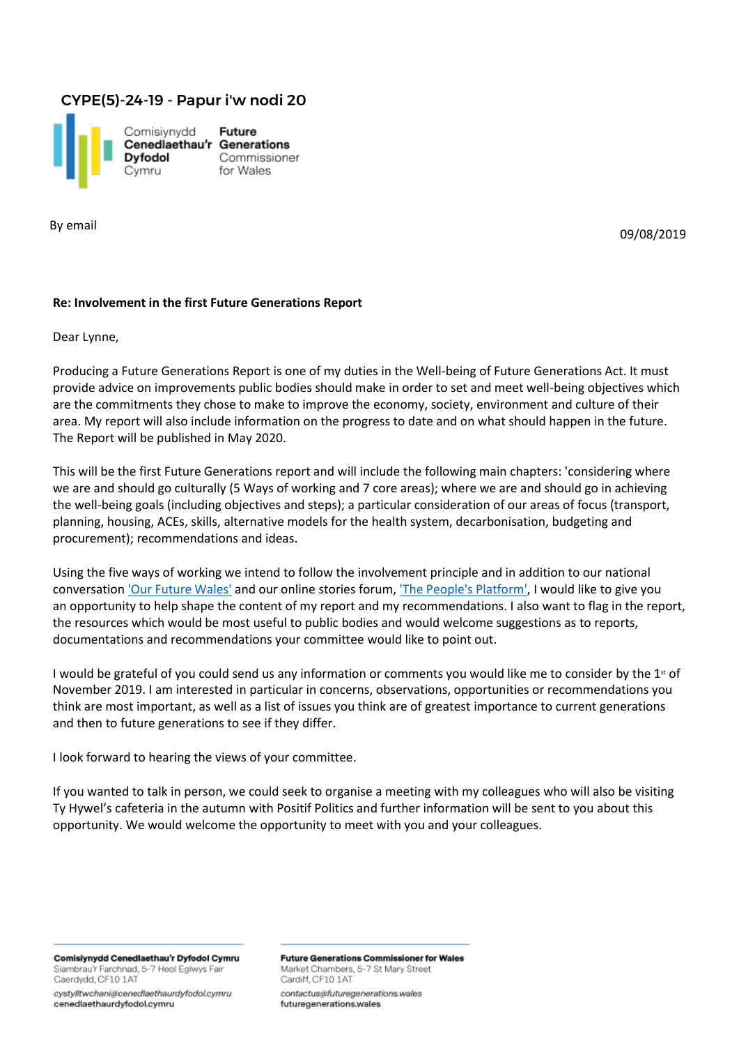CYPE(5)-24-19 - Papur i'w nodi 20

Comisiynydd Cenedlaethau'r Dyfodol Cymru
Future Generations Commissioner for Wales

By email

09/08/2019

**Re: Involvement in the first Future Generations Report**

Dear Lynne,

Producing a Future Generations Report is one of my duties in the Well-being of Future Generations Act. It must provide advice on improvements public bodies should make in order to set and meet well-being objectives which are the commitments they chose to make to improve the economy, society, environment and culture of their area. My report will also include information on the progress to date and on what should happen in the future. The Report will be published in May 2020.

This will be the first Future Generations report and will include the following main chapters: 'considering where we are and should go culturally (5 Ways of working and 7 core areas); where we are and should go in achieving the well-being goals (including objectives and steps); a particular consideration of our areas of focus (transport, planning, housing, ACEs, skills, alternative models for the health system, decarbonisation, budgeting and procurement); recommendations and ideas.

Using the five ways of working we intend to follow the involvement principle and in addition to our national conversation 'Our Future Wales' and our online stories forum, 'The People's Platform', I would like to give you an opportunity to help shape the content of my report and my recommendations. I also want to flag in the report, the resources which would be most useful to public bodies and would welcome suggestions as to reports, documentations and recommendations your committee would like to point out.

I would be grateful of you could send us any information or comments you would like me to consider by the 1st of November 2019. I am interested in particular in concerns, observations, opportunities or recommendations you think are most important, as well as a list of issues you think are of greatest importance to current generations and then to future generations to see if they differ.

I look forward to hearing the views of your committee.

If you wanted to talk in person, we could seek to organise a meeting with my colleagues who will also be visiting Ty Hywel's cafeteria in the autumn with Positif Politics and further information will be sent to you about this opportunity. We would welcome the opportunity to meet with you and your colleagues.

**Comisiynydd Cenedlaethau'r Dyfodol Cymru**
Siambrau'r Farchnad, 5-7 Heol Eglwys Fair
Caerdydd, CF10 1AT
*cystylltwchani@cenedlaethaurdyfodol.cymru*
**cenedlaethaurdyfodol.cymru**

**Future Generations Commissioner for Wales**
Market Chambers, 5-7 St Mary Street
Cardiff, CF10 1AT
*contactus@futuregenerations.wales*
**futuregenerations.wales**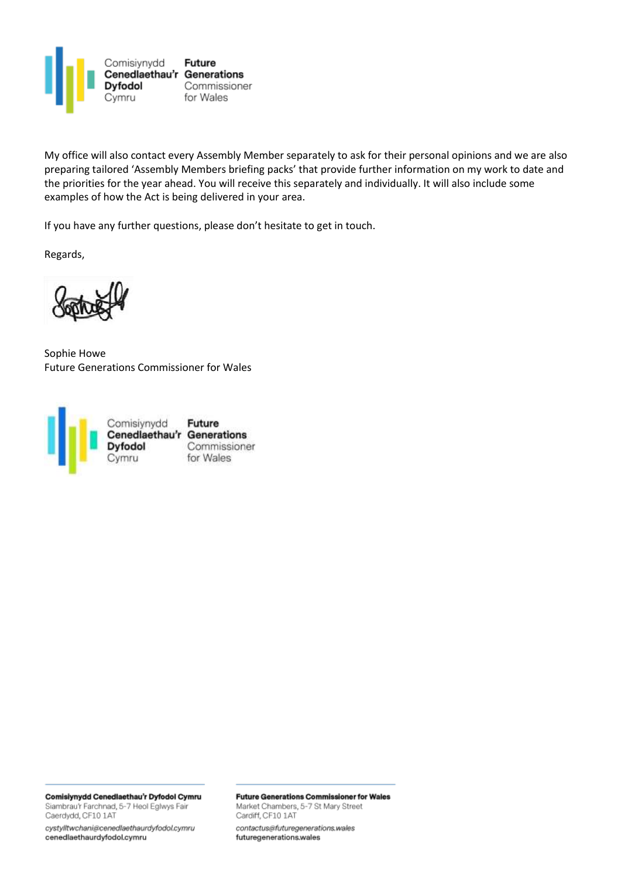Comisiynydd **Cenedlaethau'r Dyfodol** Cymru

**Future Generations** Commissioner for Wales

My office will also contact every Assembly Member separately to ask for their personal opinions and we are also preparing tailored 'Assembly Members briefing packs' that provide further information on my work to date and the priorities for the year ahead. You will receive this separately and individually. It will also include some examples of how the Act is being delivered in your area.

If you have any further questions, please don't hesitate to get in touch.

Regards,

Sophie Howe
Future Generations Commissioner for Wales

Comisiynydd **Cenedlaethau'r Dyfodol** Cymru

**Future Generations** Commissioner for Wales

**Comisiynydd Cenedlaethau'r Dyfodol Cymru**
Siambrau'r Farchnad, 5-7 Heol Eglwys Fair
Caerdydd, CF10 1AT
*cystylltwchani@cenedlaethaurdyfodol.cymru*
cenedlaethaurdyfodol.cymru

**Future Generations Commissioner for Wales**
Market Chambers, 5-7 St Mary Street
Cardiff, CF10 1AT
*contactus@futuregenerations.wales*
futuregenerations.wales